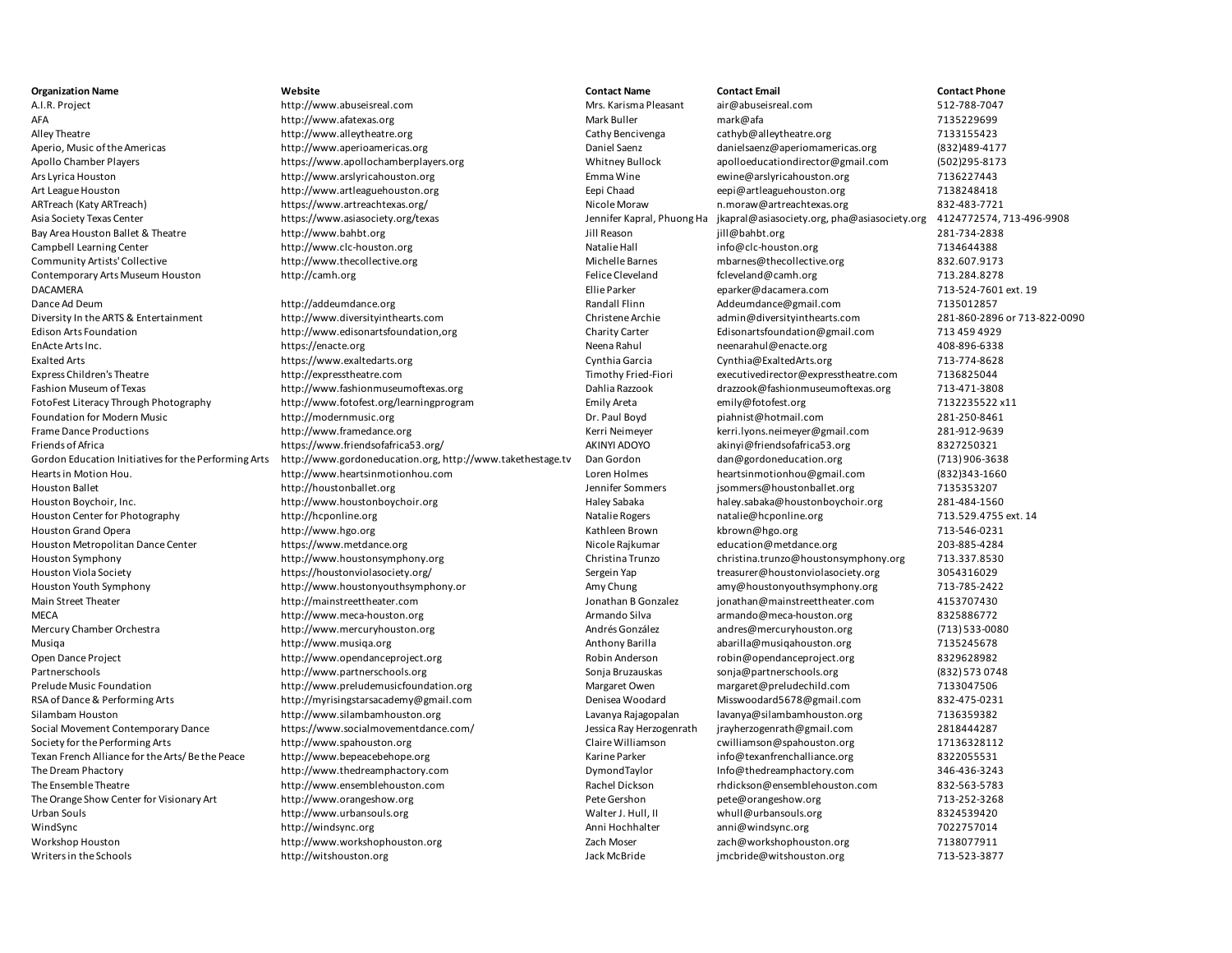| Organization Name | Website | Contact Name | Contact Email | Contact Phone |
|---|---|---|---|---|
| A.I.R. Project | http://www.abuseisreal.com | Mrs. Karisma Pleasant | air@abuseisreal.com | 512-788-7047 |
| AFA | http://www.afatexas.org | Mark Buller | mark@afa | 7135229699 |
| Alley Theatre | http://www.alleytheatre.org | Cathy Bencivenga | cathyb@alleytheatre.org | 7133155423 |
| Aperio, Music of the Americas | http://www.aperioamericas.org | Daniel Saenz | danielsaenz@aperiomamericas.org | (832)489-4177 |
| Apollo Chamber Players | https://www.apollochamberplayers.org | Whitney Bullock | apolloeducationdirector@gmail.com | (502)295-8173 |
| Ars Lyrica Houston | http://www.arslyricahouston.org | Emma Wine | ewine@arslyricahouston.org | 7136227443 |
| Art League Houston | http://www.artleaguehouston.org | Eepi Chaad | eepi@artleaguehouston.org | 7138248418 |
| ARTreach (Katy ARTreach) | https://www.artreachtexas.org/ | Nicole Moraw | n.moraw@artreachtexas.org | 832-483-7721 |
| Asia Society Texas Center | https://www.asiasociety.org/texas | Jennifer Kapral, Phuong Ha | jkapral@asiasociety.org, pha@asiasociety.org | 4124772574, 713-496-9908 |
| Bay Area Houston Ballet & Theatre | http://www.bahbt.org | Jill Reason | jill@bahbt.org | 281-734-2838 |
| Campbell Learning Center | http://www.clc-houston.org | Natalie Hall | info@clc-houston.org | 7134644388 |
| Community Artists' Collective | http://www.thecollective.org | Michelle Barnes | mbarnes@thecollective.org | 832.607.9173 |
| Contemporary Arts Museum Houston | http://camh.org | Felice Cleveland | fcleveland@camh.org | 713.284.8278 |
| DACAMERA | | Ellie Parker | eparker@dacamera.com | 713-524-7601 ext. 19 |
| Dance Ad Deum | http://addeumdance.org | Randall Flinn | Addeumdance@gmail.com | 7135012857 |
| Diversity In the ARTS & Entertainment | http://www.diversityinthearts.com | Christene Archie | admin@diversityinthearts.com | 281-860-2896 or 713-822-0090 |
| Edison Arts Foundation | http://www.edisonartsfoundation,org | Charity Carter | Edisonartsfoundation@gmail.com | 713 459 4929 |
| EnActe Arts Inc. | https://enacte.org | Neena Rahul | neenarahul@enacte.org | 408-896-6338 |
| Exalted Arts | https://www.exaltedarts.org | Cynthia Garcia | Cynthia@ExaltedArts.org | 713-774-8628 |
| Express Children's Theatre | http://expresstheatre.com | Timothy Fried-Fiori | executivedirector@expresstheatre.com | 7136825044 |
| Fashion Museum of Texas | http://www.fashionmuseumoftexas.org | Dahlia Razzook | drazzook@fashionmuseumoftexas.org | 713-471-3808 |
| FotoFest Literacy Through Photography | http://www.fotofest.org/learningprogram | Emily Areta | emily@fotofest.org | 7132235522 x11 |
| Foundation for Modern Music | http://modernmusic.org | Dr. Paul Boyd | piahnist@hotmail.com | 281-250-8461 |
| Frame Dance Productions | http://www.framedance.org | Kerri Neimeyer | kerri.lyons.neimeyer@gmail.com | 281-912-9639 |
| Friends of Africa | https://www.friendsofafrica53.org/ | AKINYI ADOYO | akinyi@friendsofafrica53.org | 8327250321 |
| Gordon Education Initiatives for the Performing Arts | http://www.gordoneducation.org, http://www.takethestage.tv | Dan Gordon | dan@gordoneducation.org | (713) 906-3638 |
| Hearts in Motion Hou. | http://www.heartsinmotionhou.com | Loren Holmes | heartsinmotionhou@gmail.com | (832)343-1660 |
| Houston Ballet | http://houstonballet.org | Jennifer Sommers | jsommers@houstonballet.org | 7135353207 |
| Houston Boychoir, Inc. | http://www.houstonboychoir.org | Haley Sabaka | haley.sabaka@houstonboychoir.org | 281-484-1560 |
| Houston Center for Photography | http://hcponline.org | Natalie Rogers | natalie@hcponline.org | 713.529.4755 ext. 14 |
| Houston Grand Opera | http://www.hgo.org | Kathleen Brown | kbrown@hgo.org | 713-546-0231 |
| Houston Metropolitan Dance Center | https://www.metdance.org | Nicole Rajkumar | education@metdance.org | 203-885-4284 |
| Houston Symphony | http://www.houstonsymphony.org | Christina Trunzo | christina.trunzo@houstonsymphony.org | 713.337.8530 |
| Houston Viola Society | https://houstonviolasociety.org/ | Sergein Yap | treasurer@houstonviolasociety.org | 3054316029 |
| Houston Youth Symphony | http://www.houstonyouthsymphony.or | Amy Chung | amy@houstonyouthsymphony.org | 713-785-2422 |
| Main Street Theater | http://mainstreettheater.com | Jonathan B Gonzalez | jonathan@mainstreettheater.com | 4153707430 |
| MECA | http://www.meca-houston.org | Armando Silva | armando@meca-houston.org | 8325886772 |
| Mercury Chamber Orchestra | http://www.mercuryhouston.org | Andrés González | andres@mercuryhouston.org | (713) 533-0080 |
| Musiqa | http://www.musiqa.org | Anthony Barilla | abarilla@musiqahouston.org | 7135245678 |
| Open Dance Project | http://www.opendanceproject.org | Robin Anderson | robin@opendanceproject.org | 8329628982 |
| Partnerschools | http://www.partnerschools.org | Sonja Bruzauskas | sonja@partnerschools.org | (832) 573 0748 |
| Prelude Music Foundation | http://www.preludemusicfoundation.org | Margaret Owen | margaret@preludechild.com | 7133047506 |
| RSA of Dance & Performing Arts | http://myrisingstarsacademy@gmail.com | Denisea Woodard | Misswoodard5678@gmail.com | 832-475-0231 |
| Silambam Houston | http://www.silambamhouston.org | Lavanya Rajagopalan | lavanya@silambamhouston.org | 7136359382 |
| Social Movement Contemporary Dance | https://www.socialmovementdance.com/ | Jessica Ray Herzogenrath | jrayherzogenrath@gmail.com | 2818444287 |
| Society for the Performing Arts | http://www.spahouston.org | Claire Williamson | cwilliamson@spahouston.org | 17136328112 |
| Texan French Alliance for the Arts/ Be the Peace | http://www.bepeacebehope.org | Karine Parker | info@texanfrenchalliance.org | 8322055531 |
| The Dream Phactory | http://www.thedreamphactory.com | DymondTaylor | Info@thedreamphactory.com | 346-436-3243 |
| The Ensemble Theatre | http://www.ensemblehouston.com | Rachel Dickson | rhdickson@ensemblehouston.com | 832-563-5783 |
| The Orange Show Center for Visionary Art | http://www.orangeshow.org | Pete Gershon | pete@orangeshow.org | 713-252-3268 |
| Urban Souls | http://www.urbansouls.org | Walter J. Hull, II | whull@urbansouls.org | 8324539420 |
| WindSync | http://windsync.org | Anni Hochhalter | anni@windsync.org | 7022757014 |
| Workshop Houston | http://www.workshophouston.org | Zach Moser | zach@workshophouston.org | 7138077911 |
| Writers in the Schools | http://witshouston.org | Jack McBride | jmcbride@witshouston.org | 713-523-3877 |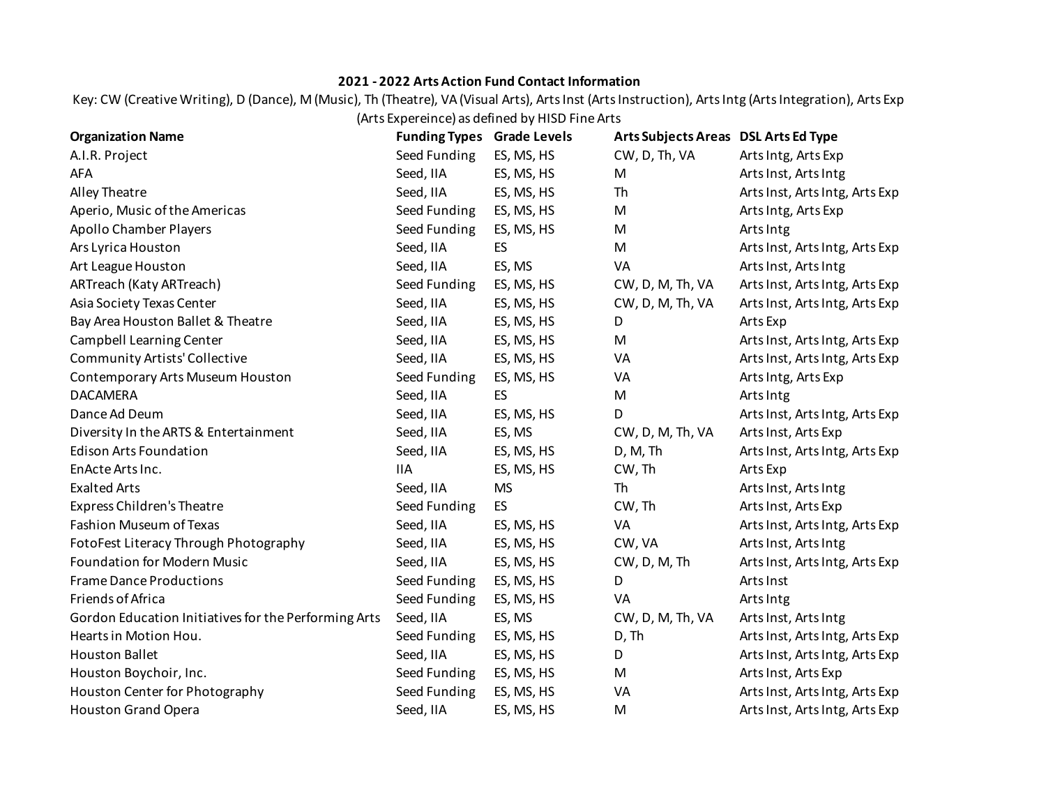**2021 - 2022 Arts Action Fund Contact Information**

Key: CW (Creative Writing), D (Dance), M (Music), Th (Theatre), VA (Visual Arts), Arts Inst (Arts Instruction), Arts Intg (Arts Integration), Arts Exp (Arts Expereince) as defined by HISD Fine Arts

| Organization Name | Funding Types | Grade Levels | Arts Subjects Areas | DSL Arts Ed Type |
|---|---|---|---|---|
| A.I.R. Project | Seed Funding | ES, MS, HS | CW, D, Th, VA | Arts Intg, Arts Exp |
| AFA | Seed, IIA | ES, MS, HS | M | Arts Inst, Arts Intg |
| Alley Theatre | Seed, IIA | ES, MS, HS | Th | Arts Inst, Arts Intg, Arts Exp |
| Aperio, Music of the Americas | Seed Funding | ES, MS, HS | M | Arts Intg, Arts Exp |
| Apollo Chamber Players | Seed Funding | ES, MS, HS | M | Arts Intg |
| Ars Lyrica Houston | Seed, IIA | ES | M | Arts Inst, Arts Intg, Arts Exp |
| Art League Houston | Seed, IIA | ES, MS | VA | Arts Inst, Arts Intg |
| ARTreach (Katy ARTreach) | Seed Funding | ES, MS, HS | CW, D, M, Th, VA | Arts Inst, Arts Intg, Arts Exp |
| Asia Society Texas Center | Seed, IIA | ES, MS, HS | CW, D, M, Th, VA | Arts Inst, Arts Intg, Arts Exp |
| Bay Area Houston Ballet & Theatre | Seed, IIA | ES, MS, HS | D | Arts Exp |
| Campbell Learning Center | Seed, IIA | ES, MS, HS | M | Arts Inst, Arts Intg, Arts Exp |
| Community Artists' Collective | Seed, IIA | ES, MS, HS | VA | Arts Inst, Arts Intg, Arts Exp |
| Contemporary Arts Museum Houston | Seed Funding | ES, MS, HS | VA | Arts Intg, Arts Exp |
| DACAMERA | Seed, IIA | ES | M | Arts Intg |
| Dance Ad Deum | Seed, IIA | ES, MS, HS | D | Arts Inst, Arts Intg, Arts Exp |
| Diversity In the ARTS & Entertainment | Seed, IIA | ES, MS | CW, D, M, Th, VA | Arts Inst, Arts Exp |
| Edison Arts Foundation | Seed, IIA | ES, MS, HS | D, M, Th | Arts Inst, Arts Intg, Arts Exp |
| EnActe Arts Inc. | IIA | ES, MS, HS | CW, Th | Arts Exp |
| Exalted Arts | Seed, IIA | MS | Th | Arts Inst, Arts Intg |
| Express Children's Theatre | Seed Funding | ES | CW, Th | Arts Inst, Arts Exp |
| Fashion Museum of Texas | Seed, IIA | ES, MS, HS | VA | Arts Inst, Arts Intg, Arts Exp |
| FotoFest Literacy Through Photography | Seed, IIA | ES, MS, HS | CW, VA | Arts Inst, Arts Intg |
| Foundation for Modern Music | Seed, IIA | ES, MS, HS | CW, D, M, Th | Arts Inst, Arts Intg, Arts Exp |
| Frame Dance Productions | Seed Funding | ES, MS, HS | D | Arts Inst |
| Friends of Africa | Seed Funding | ES, MS, HS | VA | Arts Intg |
| Gordon Education Initiatives for the Performing Arts | Seed, IIA | ES, MS | CW, D, M, Th, VA | Arts Inst, Arts Intg |
| Hearts in Motion Hou. | Seed Funding | ES, MS, HS | D, Th | Arts Inst, Arts Intg, Arts Exp |
| Houston Ballet | Seed, IIA | ES, MS, HS | D | Arts Inst, Arts Intg, Arts Exp |
| Houston Boychoir, Inc. | Seed Funding | ES, MS, HS | M | Arts Inst, Arts Exp |
| Houston Center for Photography | Seed Funding | ES, MS, HS | VA | Arts Inst, Arts Intg, Arts Exp |
| Houston Grand Opera | Seed, IIA | ES, MS, HS | M | Arts Inst, Arts Intg, Arts Exp |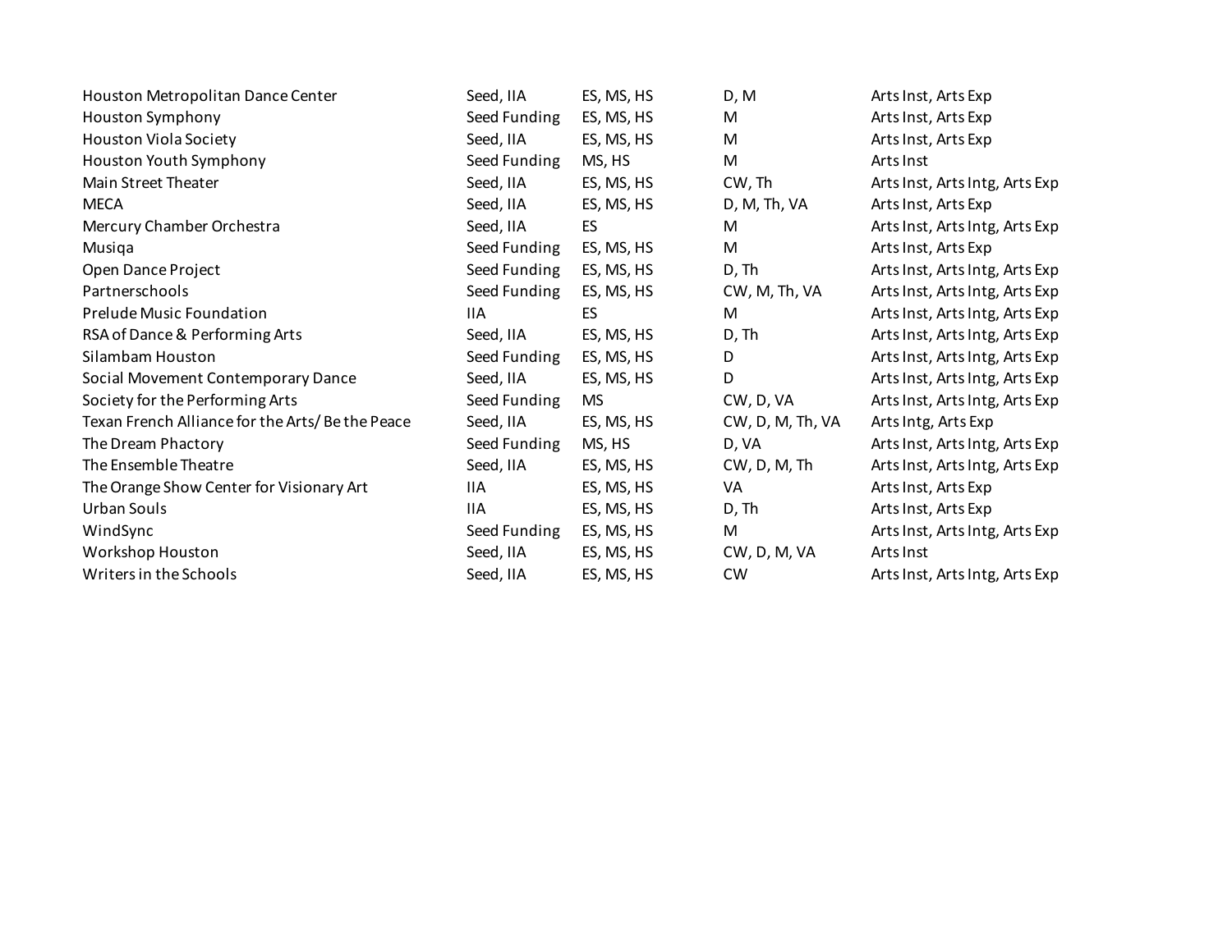| | | | | |
|---|---|---|---|---|
| Houston Metropolitan Dance Center | Seed, IIA | ES, MS, HS | D, M | Arts Inst, Arts Exp |
| Houston Symphony | Seed Funding | ES, MS, HS | M | Arts Inst, Arts Exp |
| Houston Viola Society | Seed, IIA | ES, MS, HS | M | Arts Inst, Arts Exp |
| Houston Youth Symphony | Seed Funding | MS, HS | M | Arts Inst |
| Main Street Theater | Seed, IIA | ES, MS, HS | CW, Th | Arts Inst, Arts Intg, Arts Exp |
| MECA | Seed, IIA | ES, MS, HS | D, M, Th, VA | Arts Inst, Arts Exp |
| Mercury Chamber Orchestra | Seed, IIA | ES | M | Arts Inst, Arts Intg, Arts Exp |
| Musiqa | Seed Funding | ES, MS, HS | M | Arts Inst, Arts Exp |
| Open Dance Project | Seed Funding | ES, MS, HS | D, Th | Arts Inst, Arts Intg, Arts Exp |
| Partnerschools | Seed Funding | ES, MS, HS | CW, M, Th, VA | Arts Inst, Arts Intg, Arts Exp |
| Prelude Music Foundation | IIA | ES | M | Arts Inst, Arts Intg, Arts Exp |
| RSA of Dance & Performing Arts | Seed, IIA | ES, MS, HS | D, Th | Arts Inst, Arts Intg, Arts Exp |
| Silambam Houston | Seed Funding | ES, MS, HS | D | Arts Inst, Arts Intg, Arts Exp |
| Social Movement Contemporary Dance | Seed, IIA | ES, MS, HS | D | Arts Inst, Arts Intg, Arts Exp |
| Society for the Performing Arts | Seed Funding | MS | CW, D, VA | Arts Inst, Arts Intg, Arts Exp |
| Texan French Alliance for the Arts/ Be the Peace | Seed, IIA | ES, MS, HS | CW, D, M, Th, VA | Arts Intg, Arts Exp |
| The Dream Phactory | Seed Funding | MS, HS | D, VA | Arts Inst, Arts Intg, Arts Exp |
| The Ensemble Theatre | Seed, IIA | ES, MS, HS | CW, D, M, Th | Arts Inst, Arts Intg, Arts Exp |
| The Orange Show Center for Visionary Art | IIA | ES, MS, HS | VA | Arts Inst, Arts Exp |
| Urban Souls | IIA | ES, MS, HS | D, Th | Arts Inst, Arts Exp |
| WindSync | Seed Funding | ES, MS, HS | M | Arts Inst, Arts Intg, Arts Exp |
| Workshop Houston | Seed, IIA | ES, MS, HS | CW, D, M, VA | Arts Inst |
| Writers in the Schools | Seed, IIA | ES, MS, HS | CW | Arts Inst, Arts Intg, Arts Exp |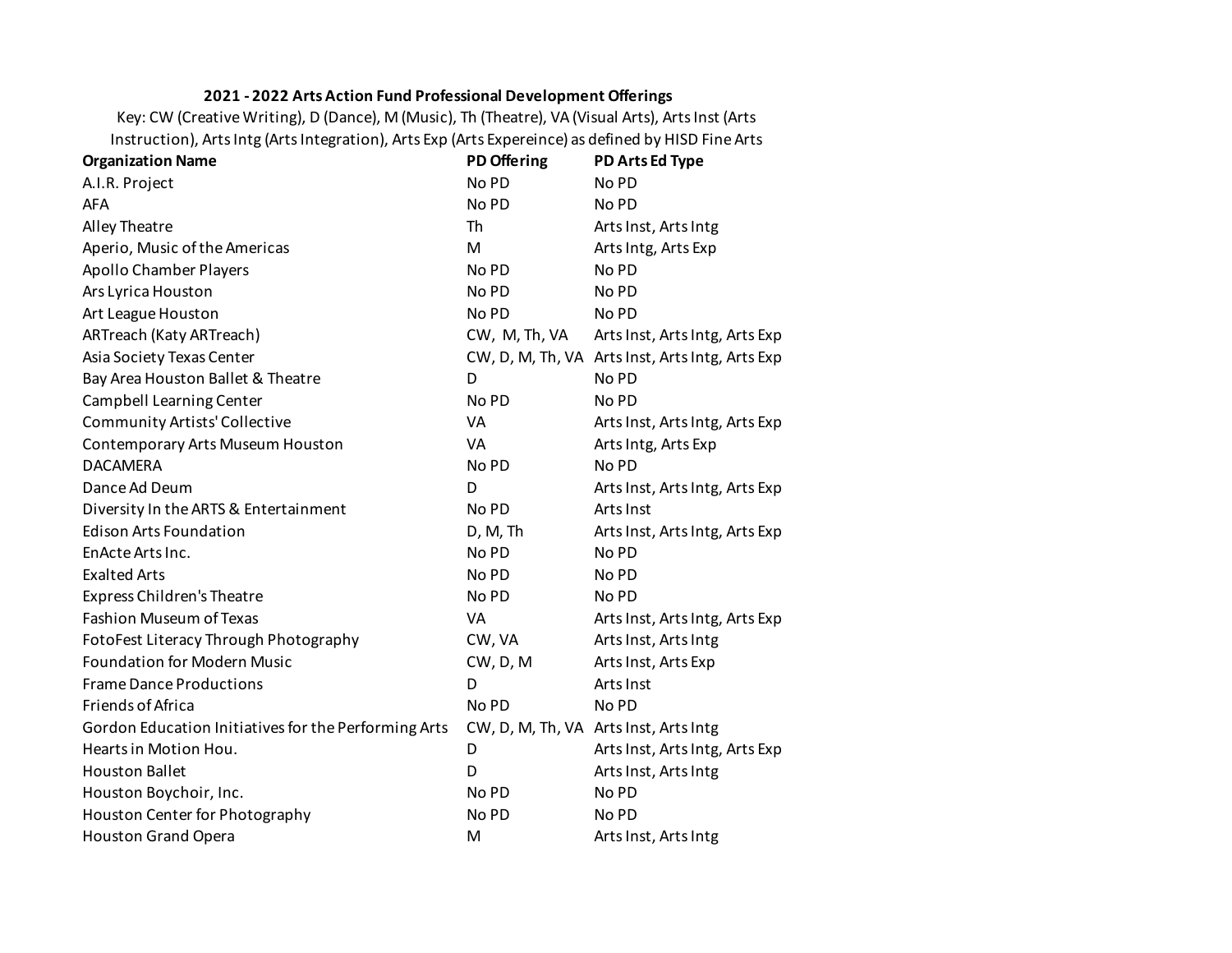**2021 - 2022 Arts Action Fund Professional Development Offerings**

Key: CW (Creative Writing), D (Dance), M (Music), Th (Theatre), VA (Visual Arts), Arts Inst (Arts Instruction), Arts Intg (Arts Integration), Arts Exp (Arts Expereince) as defined by HISD Fine Arts

| Organization Name | PD Offering | PD Arts Ed Type |
|---|---|---|
| A.I.R. Project | No PD | No PD |
| AFA | No PD | No PD |
| Alley Theatre | Th | Arts Inst, Arts Intg |
| Aperio, Music of the Americas | M | Arts Intg, Arts Exp |
| Apollo Chamber Players | No PD | No PD |
| Ars Lyrica Houston | No PD | No PD |
| Art League Houston | No PD | No PD |
| ARTreach (Katy ARTreach) | CW, M, Th, VA | Arts Inst, Arts Intg, Arts Exp |
| Asia Society Texas Center | CW, D, M, Th, VA | Arts Inst, Arts Intg, Arts Exp |
| Bay Area Houston Ballet & Theatre | D | No PD |
| Campbell Learning Center | No PD | No PD |
| Community Artists' Collective | VA | Arts Inst, Arts Intg, Arts Exp |
| Contemporary Arts Museum Houston | VA | Arts Intg, Arts Exp |
| DACAMERA | No PD | No PD |
| Dance Ad Deum | D | Arts Inst, Arts Intg, Arts Exp |
| Diversity In the ARTS & Entertainment | No PD | Arts Inst |
| Edison Arts Foundation | D, M, Th | Arts Inst, Arts Intg, Arts Exp |
| EnActe Arts Inc. | No PD | No PD |
| Exalted Arts | No PD | No PD |
| Express Children's Theatre | No PD | No PD |
| Fashion Museum of Texas | VA | Arts Inst, Arts Intg, Arts Exp |
| FotoFest Literacy Through Photography | CW, VA | Arts Inst, Arts Intg |
| Foundation for Modern Music | CW, D, M | Arts Inst, Arts Exp |
| Frame Dance Productions | D | Arts Inst |
| Friends of Africa | No PD | No PD |
| Gordon Education Initiatives for the Performing Arts | CW, D, M, Th, VA | Arts Inst, Arts Intg |
| Hearts in Motion Hou. | D | Arts Inst, Arts Intg, Arts Exp |
| Houston Ballet | D | Arts Inst, Arts Intg |
| Houston Boychoir, Inc. | No PD | No PD |
| Houston Center for Photography | No PD | No PD |
| Houston Grand Opera | M | Arts Inst, Arts Intg |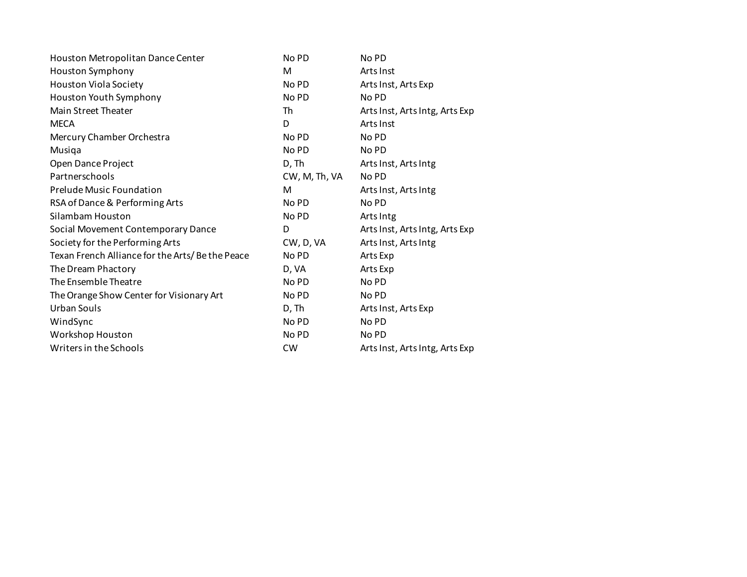| | | |
|---|---|---|
| Houston Metropolitan Dance Center | No PD | No PD |
| Houston Symphony | M | Arts Inst |
| Houston Viola Society | No PD | Arts Inst, Arts Exp |
| Houston Youth Symphony | No PD | No PD |
| Main Street Theater | Th | Arts Inst, Arts Intg, Arts Exp |
| MECA | D | Arts Inst |
| Mercury Chamber Orchestra | No PD | No PD |
| Musiqa | No PD | No PD |
| Open Dance Project | D, Th | Arts Inst, Arts Intg |
| Partnerschools | CW, M, Th, VA | No PD |
| Prelude Music Foundation | M | Arts Inst, Arts Intg |
| RSA of Dance & Performing Arts | No PD | No PD |
| Silambam Houston | No PD | Arts Intg |
| Social Movement Contemporary Dance | D | Arts Inst, Arts Intg, Arts Exp |
| Society for the Performing Arts | CW, D, VA | Arts Inst, Arts Intg |
| Texan French Alliance for the Arts/ Be the Peace | No PD | Arts Exp |
| The Dream Phactory | D, VA | Arts Exp |
| The Ensemble Theatre | No PD | No PD |
| The Orange Show Center for Visionary Art | No PD | No PD |
| Urban Souls | D, Th | Arts Inst, Arts Exp |
| WindSync | No PD | No PD |
| Workshop Houston | No PD | No PD |
| Writers in the Schools | CW | Arts Inst, Arts Intg, Arts Exp |